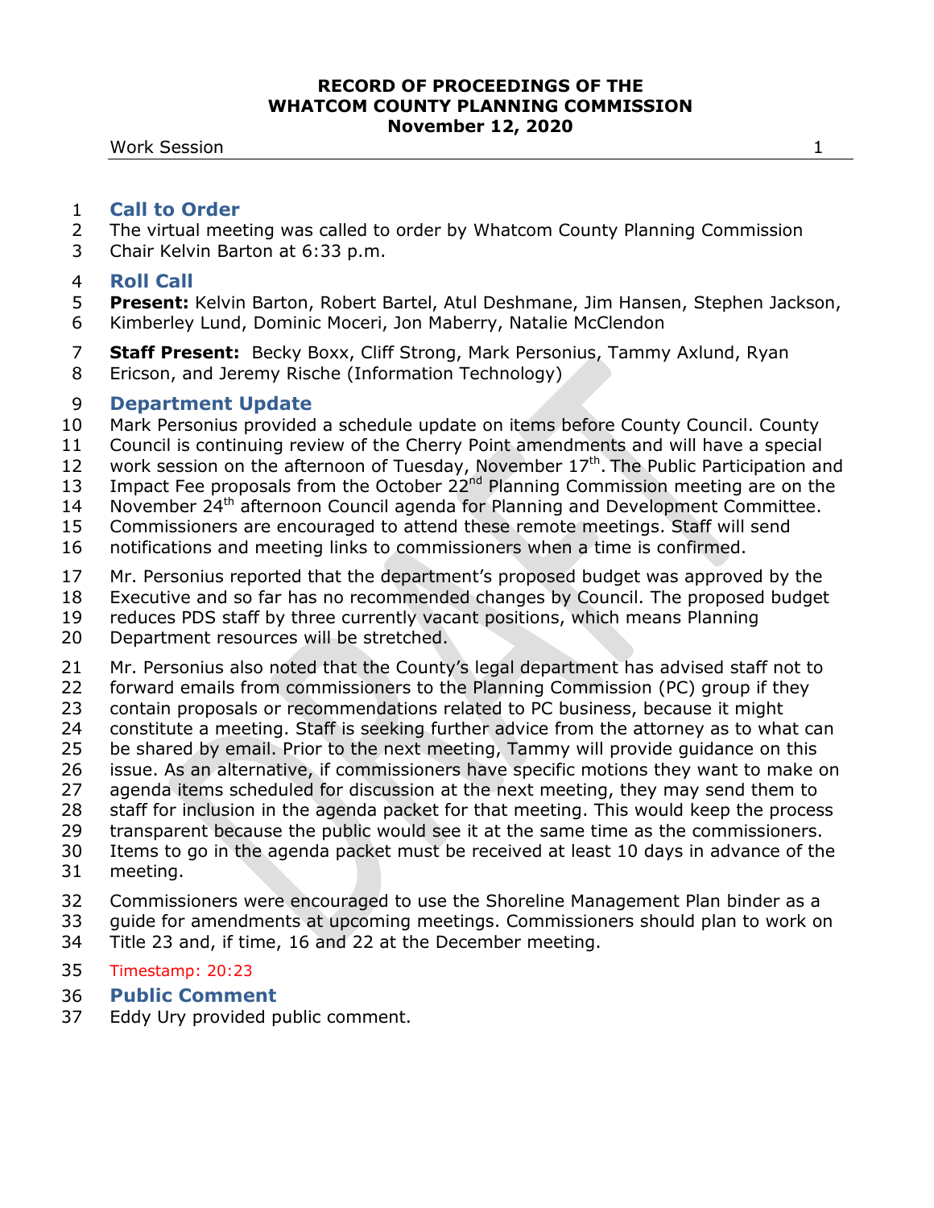# RECORD OF PROCEEDINGS OF THE WHATCOM COUNTY PLANNING COMMISSION
## November 12, 2020

Work Session

## Call to Order

The virtual meeting was called to order by Whatcom County Planning Commission Chair Kelvin Barton at 6:33 p.m.

## Roll Call

**Present:** Kelvin Barton, Robert Bartel, Atul Deshmane, Jim Hansen, Stephen Jackson, Kimberley Lund, Dominic Moceri, Jon Maberry, Natalie McClendon

**Staff Present:** Becky Boxx, Cliff Strong, Mark Personius, Tammy Axlund, Ryan Ericson, and Jeremy Rische (Information Technology)

## Department Update

Mark Personius provided a schedule update on items before County Council. County Council is continuing review of the Cherry Point amendments and will have a special work session on the afternoon of Tuesday, November 17th. The Public Participation and Impact Fee proposals from the October 22nd Planning Commission meeting are on the November 24th afternoon Council agenda for Planning and Development Committee. Commissioners are encouraged to attend these remote meetings. Staff will send notifications and meeting links to commissioners when a time is confirmed.

Mr. Personius reported that the department's proposed budget was approved by the Executive and so far has no recommended changes by Council. The proposed budget reduces PDS staff by three currently vacant positions, which means Planning Department resources will be stretched.

Mr. Personius also noted that the County's legal department has advised staff not to forward emails from commissioners to the Planning Commission (PC) group if they contain proposals or recommendations related to PC business, because it might constitute a meeting. Staff is seeking further advice from the attorney as to what can be shared by email. Prior to the next meeting, Tammy will provide guidance on this issue. As an alternative, if commissioners have specific motions they want to make on agenda items scheduled for discussion at the next meeting, they may send them to staff for inclusion in the agenda packet for that meeting. This would keep the process transparent because the public would see it at the same time as the commissioners. Items to go in the agenda packet must be received at least 10 days in advance of the meeting.

Commissioners were encouraged to use the Shoreline Management Plan binder as a guide for amendments at upcoming meetings. Commissioners should plan to work on Title 23 and, if time, 16 and 22 at the December meeting.

Timestamp: 20:23

## Public Comment

Eddy Ury provided public comment.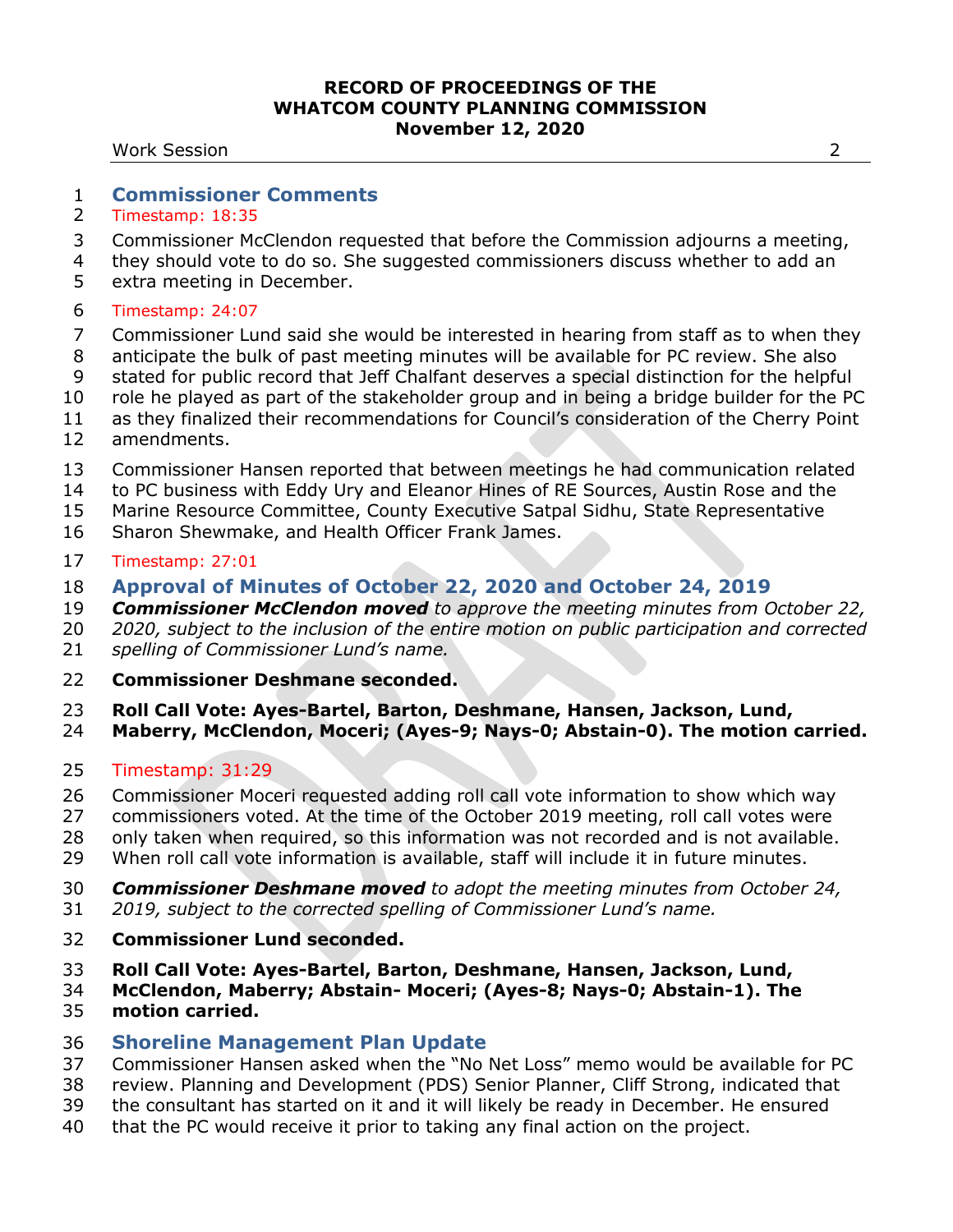## Commissioner Comments

Timestamp: 18:35

Commissioner McClendon requested that before the Commission adjourns a meeting, they should vote to do so. She suggested commissioners discuss whether to add an extra meeting in December.

Timestamp: 24:07

Commissioner Lund said she would be interested in hearing from staff as to when they anticipate the bulk of past meeting minutes will be available for PC review. She also stated for public record that Jeff Chalfant deserves a special distinction for the helpful role he played as part of the stakeholder group and in being a bridge builder for the PC as they finalized their recommendations for Council's consideration of the Cherry Point amendments.

Commissioner Hansen reported that between meetings he had communication related to PC business with Eddy Ury and Eleanor Hines of RE Sources, Austin Rose and the Marine Resource Committee, County Executive Satpal Sidhu, State Representative Sharon Shewmake, and Health Officer Frank James.

Timestamp: 27:01

## Approval of Minutes of October 22, 2020 and October 24, 2019

***Commissioner McClendon moved*** *to approve the meeting minutes from October 22, 2020, subject to the inclusion of the entire motion on public participation and corrected spelling of Commissioner Lund's name.*

**Commissioner Deshmane seconded.**

**Roll Call Vote: Ayes-Bartel, Barton, Deshmane, Hansen, Jackson, Lund, Maberry, McClendon, Moceri; (Ayes-9; Nays-0; Abstain-0). The motion carried.**

Timestamp: 31:29

Commissioner Moceri requested adding roll call vote information to show which way commissioners voted. At the time of the October 2019 meeting, roll call votes were only taken when required, so this information was not recorded and is not available. When roll call vote information is available, staff will include it in future minutes.

***Commissioner Deshmane moved*** *to adopt the meeting minutes from October 24, 2019, subject to the corrected spelling of Commissioner Lund's name.*

**Commissioner Lund seconded.**

**Roll Call Vote: Ayes-Bartel, Barton, Deshmane, Hansen, Jackson, Lund, McClendon, Maberry; Abstain- Moceri; (Ayes-8; Nays-0; Abstain-1). The motion carried.**

## Shoreline Management Plan Update

Commissioner Hansen asked when the "No Net Loss" memo would be available for PC review. Planning and Development (PDS) Senior Planner, Cliff Strong, indicated that the consultant has started on it and it will likely be ready in December. He ensured that the PC would receive it prior to taking any final action on the project.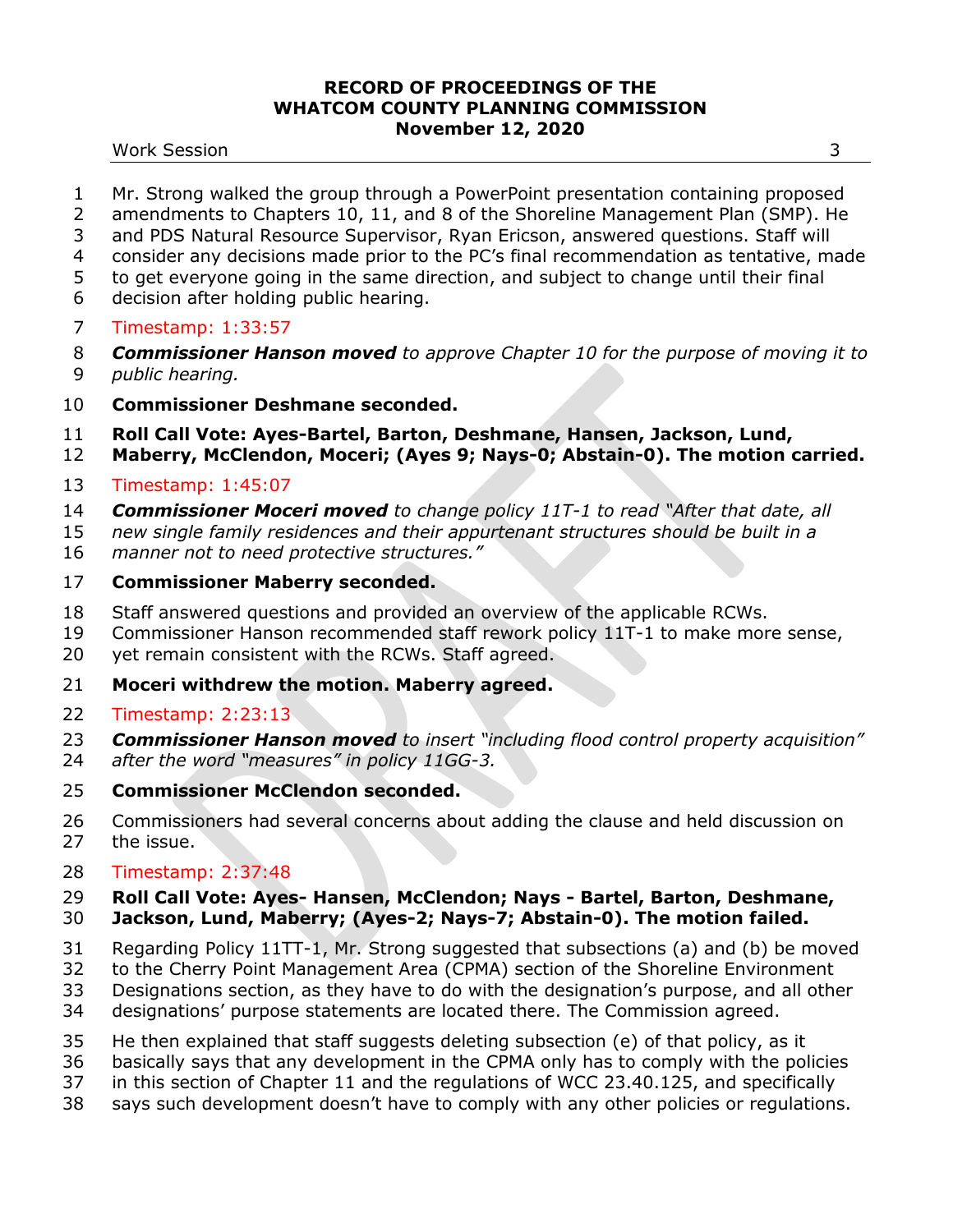Mr. Strong walked the group through a PowerPoint presentation containing proposed amendments to Chapters 10, 11, and 8 of the Shoreline Management Plan (SMP). He and PDS Natural Resource Supervisor, Ryan Ericson, answered questions. Staff will consider any decisions made prior to the PC's final recommendation as tentative, made to get everyone going in the same direction, and subject to change until their final decision after holding public hearing.

Timestamp: 1:33:57

***Commissioner Hanson moved*** *to approve Chapter 10 for the purpose of moving it to public hearing.*

**Commissioner Deshmane seconded.**

**Roll Call Vote: Ayes-Bartel, Barton, Deshmane, Hansen, Jackson, Lund, Maberry, McClendon, Moceri; (Ayes 9; Nays-0; Abstain-0). The motion carried.**

Timestamp: 1:45:07

***Commissioner Moceri moved*** *to change policy 11T-1 to read "After that date, all new single family residences and their appurtenant structures should be built in a manner not to need protective structures."*

**Commissioner Maberry seconded.**

Staff answered questions and provided an overview of the applicable RCWs. Commissioner Hanson recommended staff rework policy 11T-1 to make more sense, yet remain consistent with the RCWs. Staff agreed.

**Moceri withdrew the motion. Maberry agreed.**

Timestamp: 2:23:13

***Commissioner Hanson moved*** *to insert "including flood control property acquisition" after the word "measures" in policy 11GG-3.*

**Commissioner McClendon seconded.**

Commissioners had several concerns about adding the clause and held discussion on the issue.

Timestamp: 2:37:48

**Roll Call Vote: Ayes- Hansen, McClendon; Nays - Bartel, Barton, Deshmane, Jackson, Lund, Maberry; (Ayes-2; Nays-7; Abstain-0). The motion failed.**

Regarding Policy 11TT-1, Mr. Strong suggested that subsections (a) and (b) be moved to the Cherry Point Management Area (CPMA) section of the Shoreline Environment Designations section, as they have to do with the designation's purpose, and all other designations' purpose statements are located there. The Commission agreed.

He then explained that staff suggests deleting subsection (e) of that policy, as it basically says that any development in the CPMA only has to comply with the policies in this section of Chapter 11 and the regulations of WCC 23.40.125, and specifically says such development doesn't have to comply with any other policies or regulations.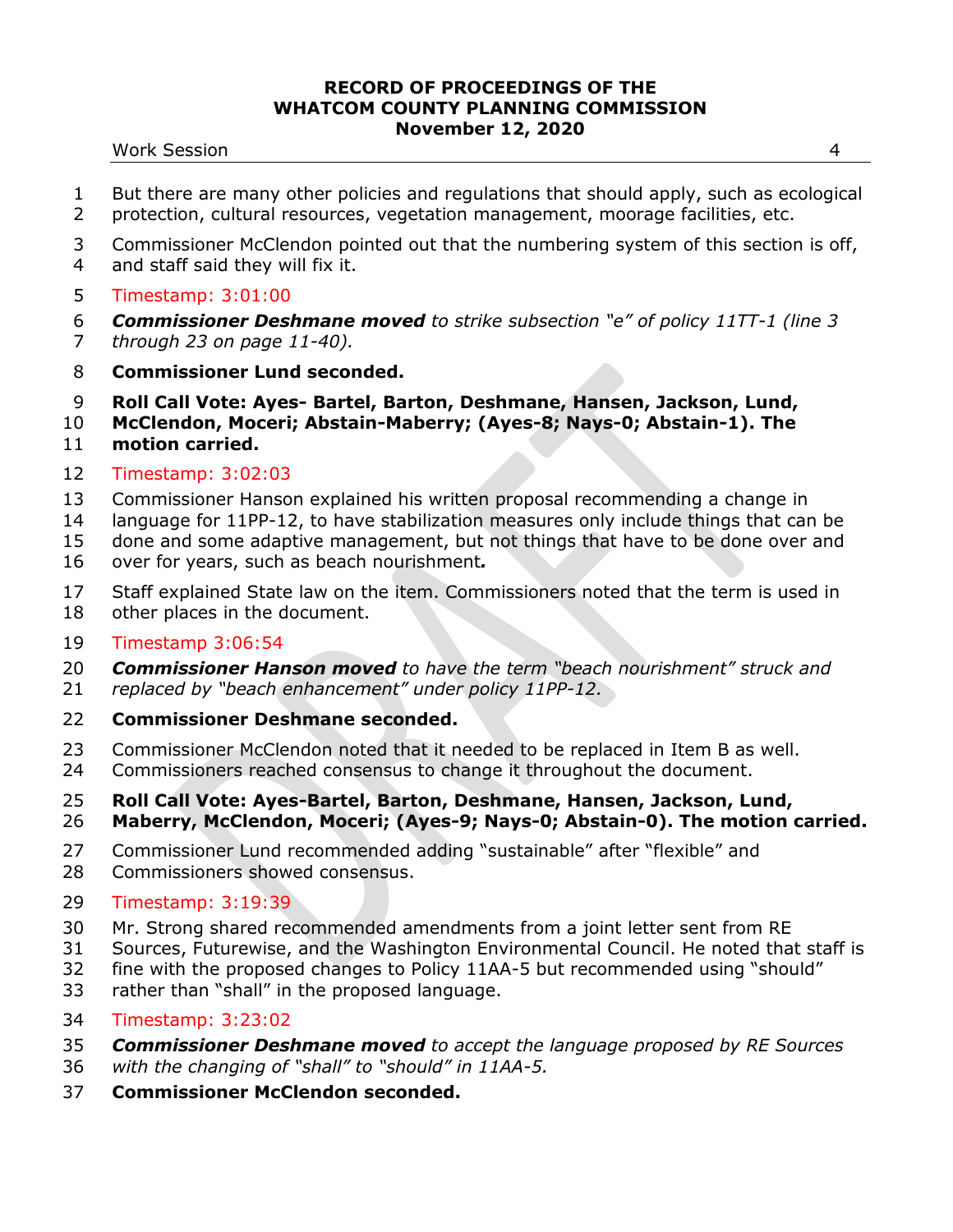But there are many other policies and regulations that should apply, such as ecological protection, cultural resources, vegetation management, moorage facilities, etc.

Commissioner McClendon pointed out that the numbering system of this section is off, and staff said they will fix it.

Timestamp: 3:01:00

***Commissioner Deshmane moved*** *to strike subsection "e" of policy 11TT-1 (line 3 through 23 on page 11-40).*

**Commissioner Lund seconded.**

**Roll Call Vote: Ayes- Bartel, Barton, Deshmane, Hansen, Jackson, Lund, McClendon, Moceri; Abstain-Maberry; (Ayes-8; Nays-0; Abstain-1). The motion carried.**

Timestamp: 3:02:03

Commissioner Hanson explained his written proposal recommending a change in language for 11PP-12, to have stabilization measures only include things that can be done and some adaptive management, but not things that have to be done over and over for years, such as beach nourishment***.***

Staff explained State law on the item. Commissioners noted that the term is used in other places in the document.

Timestamp 3:06:54

***Commissioner Hanson moved*** *to have the term "beach nourishment" struck and replaced by "beach enhancement" under policy 11PP-12.*

**Commissioner Deshmane seconded.**

Commissioner McClendon noted that it needed to be replaced in Item B as well. Commissioners reached consensus to change it throughout the document.

**Roll Call Vote: Ayes-Bartel, Barton, Deshmane, Hansen, Jackson, Lund, Maberry, McClendon, Moceri; (Ayes-9; Nays-0; Abstain-0). The motion carried.**

Commissioner Lund recommended adding "sustainable" after "flexible" and Commissioners showed consensus.

Timestamp: 3:19:39

Mr. Strong shared recommended amendments from a joint letter sent from RE Sources, Futurewise, and the Washington Environmental Council. He noted that staff is fine with the proposed changes to Policy 11AA-5 but recommended using "should" rather than "shall" in the proposed language.

Timestamp: 3:23:02

***Commissioner Deshmane moved*** *to accept the language proposed by RE Sources with the changing of "shall" to "should" in 11AA-5.*

**Commissioner McClendon seconded.**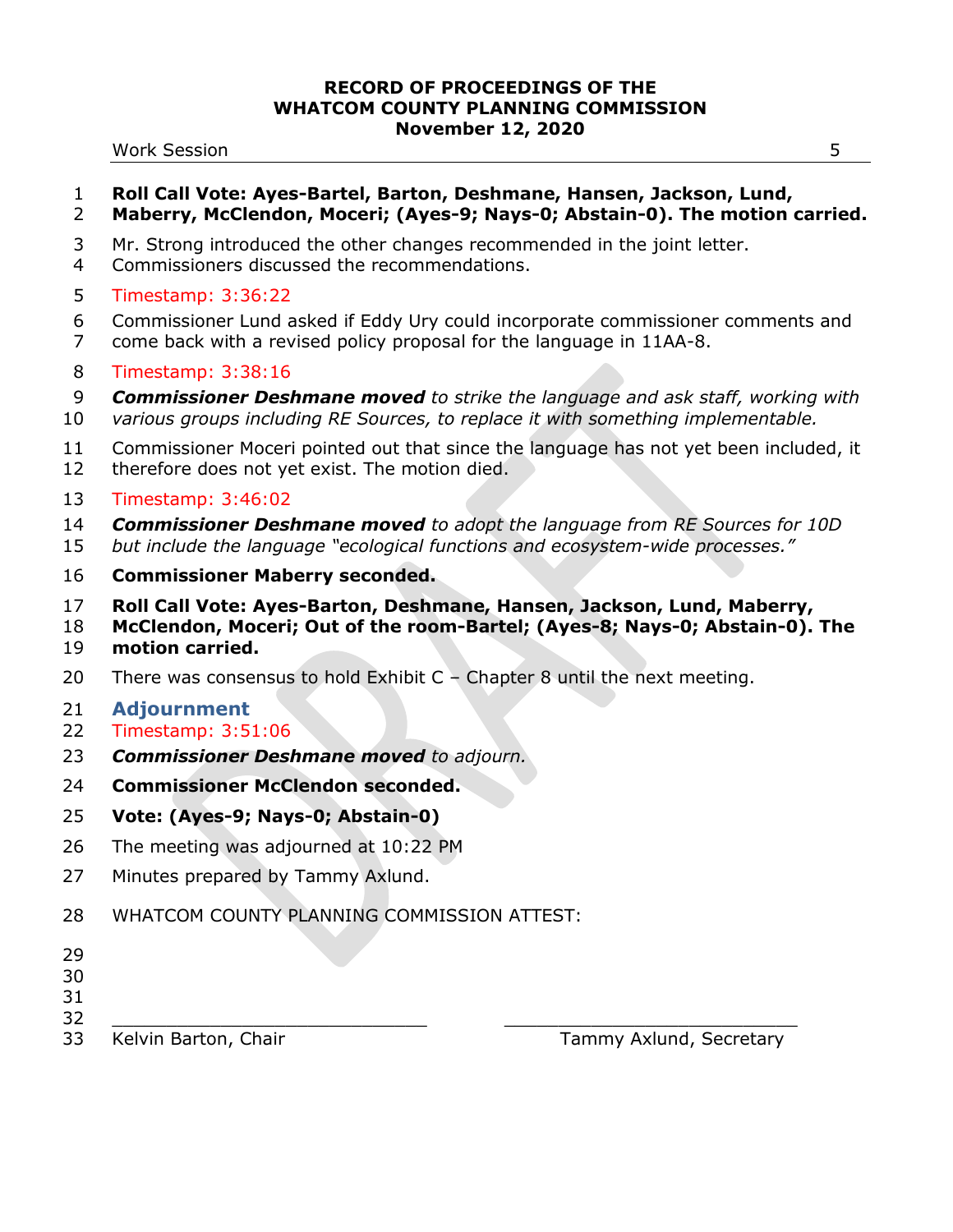**Roll Call Vote: Ayes-Bartel, Barton, Deshmane, Hansen, Jackson, Lund, Maberry, McClendon, Moceri; (Ayes-9; Nays-0; Abstain-0). The motion carried.**

Mr. Strong introduced the other changes recommended in the joint letter. Commissioners discussed the recommendations.

Timestamp: 3:36:22

Commissioner Lund asked if Eddy Ury could incorporate commissioner comments and come back with a revised policy proposal for the language in 11AA-8.

Timestamp: 3:38:16

***Commissioner Deshmane moved*** *to strike the language and ask staff, working with various groups including RE Sources, to replace it with something implementable.*

Commissioner Moceri pointed out that since the language has not yet been included, it therefore does not yet exist. The motion died.

Timestamp: 3:46:02

***Commissioner Deshmane moved*** *to adopt the language from RE Sources for 10D but include the language "ecological functions and ecosystem-wide processes."*

**Commissioner Maberry seconded.**

**Roll Call Vote: Ayes-Barton, Deshmane, Hansen, Jackson, Lund, Maberry, McClendon, Moceri; Out of the room-Bartel; (Ayes-8; Nays-0; Abstain-0). The motion carried.**

There was consensus to hold Exhibit C – Chapter 8 until the next meeting.

## Adjournment

Timestamp: 3:51:06

***Commissioner Deshmane moved*** *to adjourn.*

**Commissioner McClendon seconded.**

**Vote: (Ayes-9; Nays-0; Abstain-0)**

The meeting was adjourned at 10:22 PM

Minutes prepared by Tammy Axlund.

WHATCOM COUNTY PLANNING COMMISSION ATTEST:

\_\_\_\_\_\_\_\_\_\_\_\_\_\_\_\_\_\_\_\_\_\_\_\_\_\_\_\_\_\_ \_\_\_\_\_\_\_\_\_\_\_\_\_\_\_\_\_\_\_\_\_\_\_\_\_\_\_\_\_\_

Kelvin Barton, Chair Tammy Axlund, Secretary